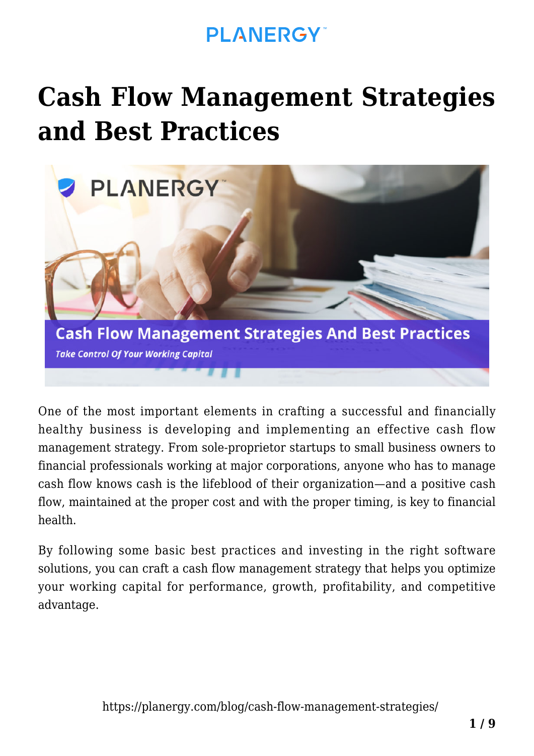# Cash Flow Management Strategies and Best Practices

One of the most important elements in crafting a successful and financially healthy business is developing and implementing an effective cash flow management strategy. From sole-proprietor startups to small business owners to financial professionals working at major corporations, anyone who has to manage cash flow knows cash is the lifeblood of their organization—and a positive cash flow, maintained at the proper cost and with the proper timing, is key to financial health.

By following some basic best practices and investing in the right software solutions, you can craft a cash flow management strategy that helps you optimize your working capital for performance, growth, profitability, and competitive advantage.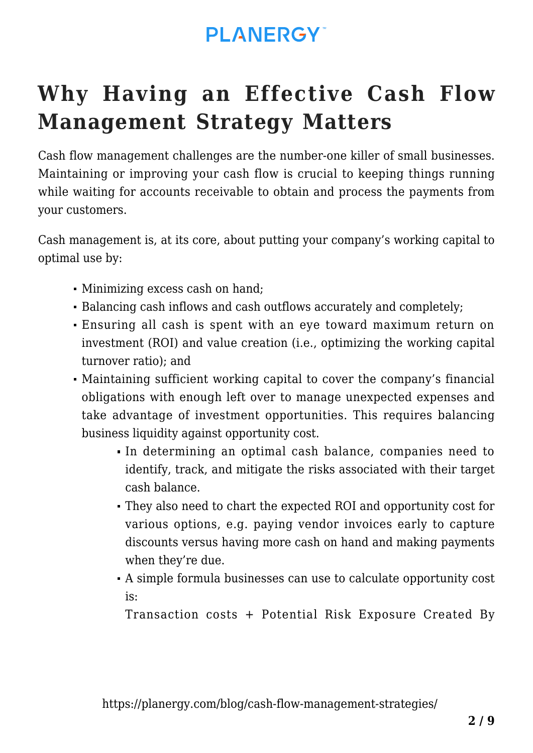## Why Having an Effective Cash Flow Management Strategy Matters

Cash flow management challenges are the number-one killer of small businesses. Maintaining or improving your cash flow is crucial to keeping things running while waiting for accounts receivable to obtain and process the payments from your customers.

Cash management is, at its core, about putting your company's working capital to optimal use by:

- Minimizing excess cash on hand;
- Balancing cash inflows and cash outflows accurately and completely;
- Ensuring all cash is spent with an eye toward maximum return on investment (ROI) and value creation (i.e., optimizing the working capital turnover ratio); and
- Maintaining sufficient working capital to cover the company's financial obligations with enough left over to manage unexpected expenses and take advantage of investment opportunities. This requires balancing business liquidity against opportunity cost.
  - In determining an optimal cash balance, companies need to identify, track, and mitigate the risks associated with their target cash balance.
  - They also need to chart the expected ROI and opportunity cost for various options, e.g. paying vendor invoices early to capture discounts versus having more cash on hand and making payments when they're due.
  - A simple formula businesses can use to calculate opportunity cost is:

    Transaction costs + Potential Risk Exposure Created By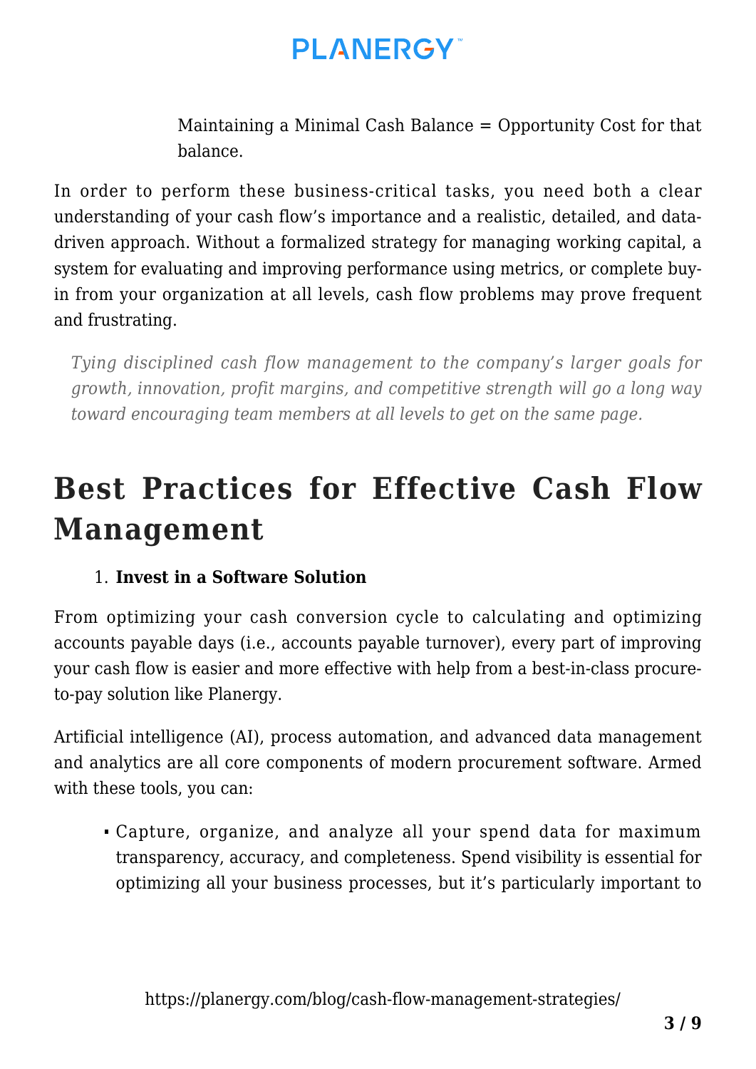Maintaining a Minimal Cash Balance = Opportunity Cost for that balance.

In order to perform these business-critical tasks, you need both a clear understanding of your cash flow's importance and a realistic, detailed, and data-driven approach. Without a formalized strategy for managing working capital, a system for evaluating and improving performance using metrics, or complete buy-in from your organization at all levels, cash flow problems may prove frequent and frustrating.

> *Tying disciplined cash flow management to the company's larger goals for growth, innovation, profit margins, and competitive strength will go a long way toward encouraging team members at all levels to get on the same page.*

## Best Practices for Effective Cash Flow Management

1. **Invest in a Software Solution**

From optimizing your cash conversion cycle to calculating and optimizing accounts payable days (i.e., accounts payable turnover), every part of improving your cash flow is easier and more effective with help from a best-in-class procure-to-pay solution like Planergy.

Artificial intelligence (AI), process automation, and advanced data management and analytics are all core components of modern procurement software. Armed with these tools, you can:

- Capture, organize, and analyze all your spend data for maximum transparency, accuracy, and completeness. Spend visibility is essential for optimizing all your business processes, but it's particularly important to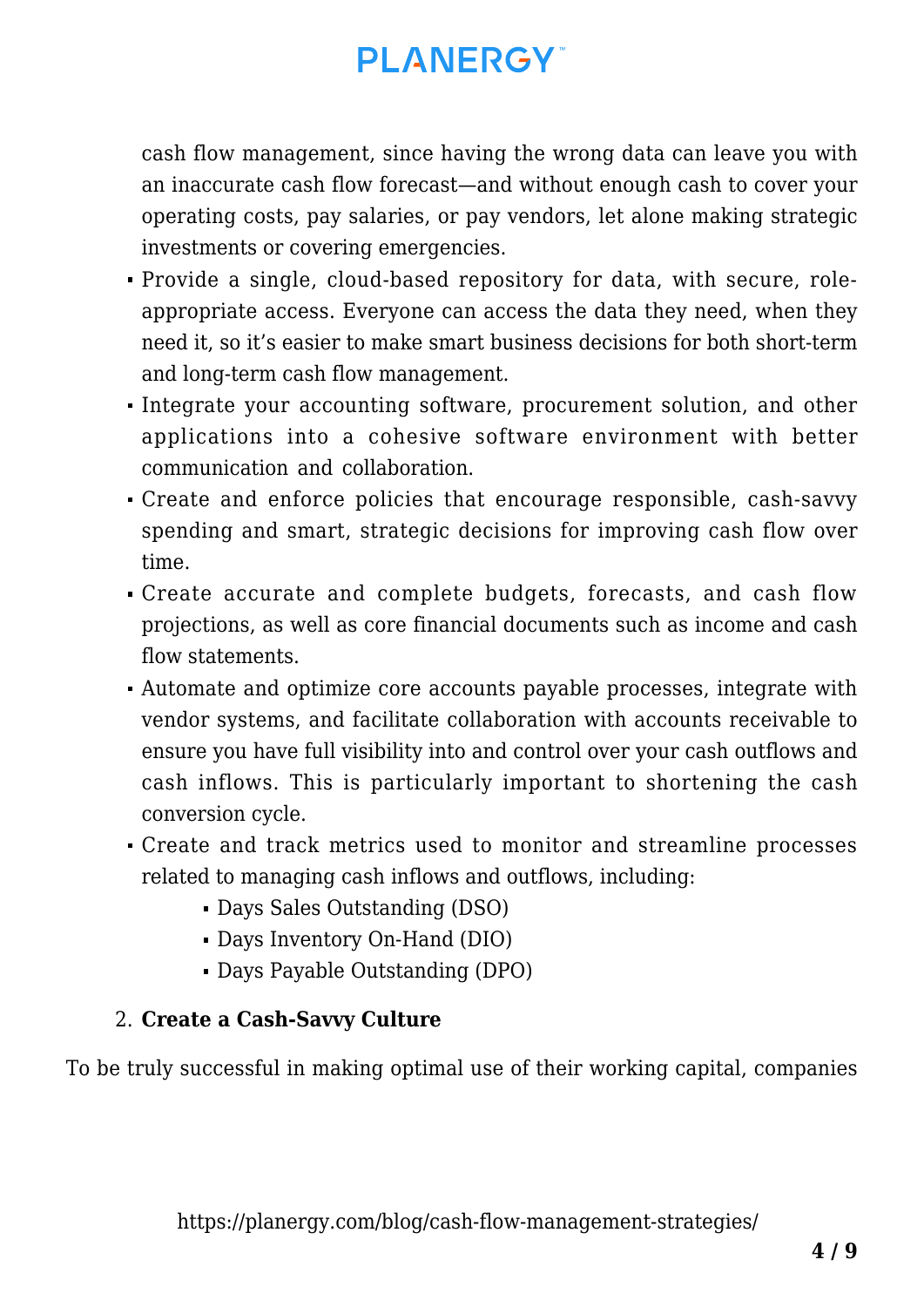cash flow management, since having the wrong data can leave you with an inaccurate cash flow forecast—and without enough cash to cover your operating costs, pay salaries, or pay vendors, let alone making strategic investments or covering emergencies.

- Provide a single, cloud-based repository for data, with secure, role-appropriate access. Everyone can access the data they need, when they need it, so it's easier to make smart business decisions for both short-term and long-term cash flow management.
- Integrate your accounting software, procurement solution, and other applications into a cohesive software environment with better communication and collaboration.
- Create and enforce policies that encourage responsible, cash-savvy spending and smart, strategic decisions for improving cash flow over time.
- Create accurate and complete budgets, forecasts, and cash flow projections, as well as core financial documents such as income and cash flow statements.
- Automate and optimize core accounts payable processes, integrate with vendor systems, and facilitate collaboration with accounts receivable to ensure you have full visibility into and control over your cash outflows and cash inflows. This is particularly important to shortening the cash conversion cycle.
- Create and track metrics used to monitor and streamline processes related to managing cash inflows and outflows, including:
    - Days Sales Outstanding (DSO)
    - Days Inventory On-Hand (DIO)
    - Days Payable Outstanding (DPO)

2. **Create a Cash-Savvy Culture**

To be truly successful in making optimal use of their working capital, companies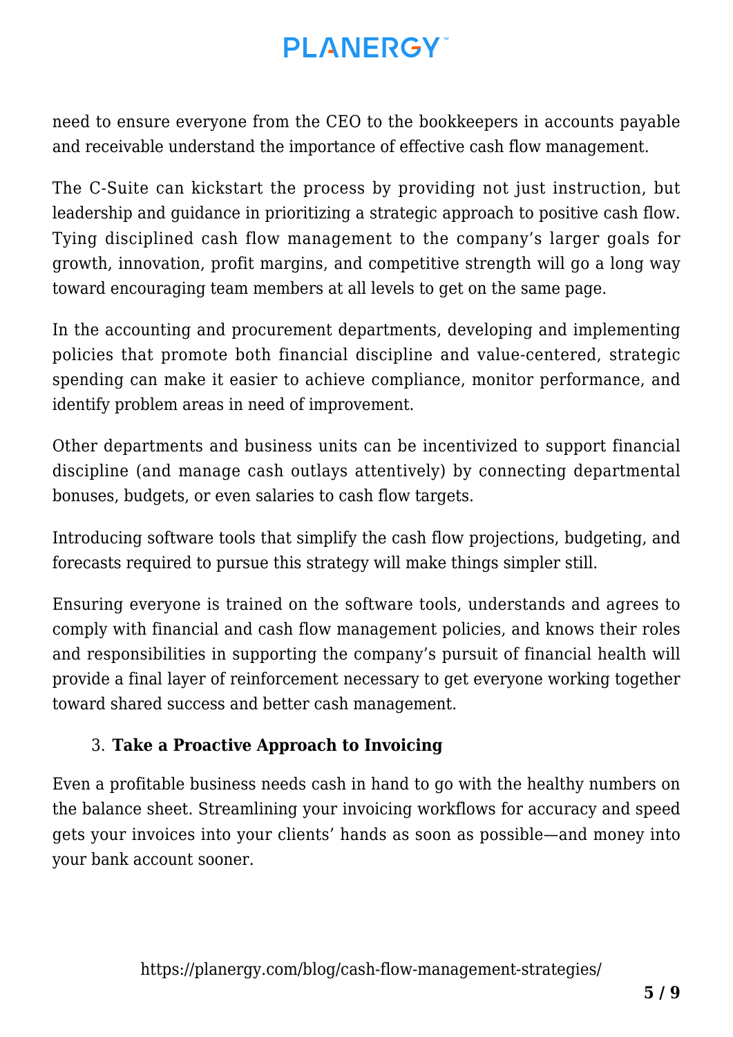need to ensure everyone from the CEO to the bookkeepers in accounts payable and receivable understand the importance of effective cash flow management.

The C-Suite can kickstart the process by providing not just instruction, but leadership and guidance in prioritizing a strategic approach to positive cash flow. Tying disciplined cash flow management to the company's larger goals for growth, innovation, profit margins, and competitive strength will go a long way toward encouraging team members at all levels to get on the same page.

In the accounting and procurement departments, developing and implementing policies that promote both financial discipline and value-centered, strategic spending can make it easier to achieve compliance, monitor performance, and identify problem areas in need of improvement.

Other departments and business units can be incentivized to support financial discipline (and manage cash outlays attentively) by connecting departmental bonuses, budgets, or even salaries to cash flow targets.

Introducing software tools that simplify the cash flow projections, budgeting, and forecasts required to pursue this strategy will make things simpler still.

Ensuring everyone is trained on the software tools, understands and agrees to comply with financial and cash flow management policies, and knows their roles and responsibilities in supporting the company's pursuit of financial health will provide a final layer of reinforcement necessary to get everyone working together toward shared success and better cash management.

3. **Take a Proactive Approach to Invoicing**

Even a profitable business needs cash in hand to go with the healthy numbers on the balance sheet. Streamlining your invoicing workflows for accuracy and speed gets your invoices into your clients' hands as soon as possible—and money into your bank account sooner.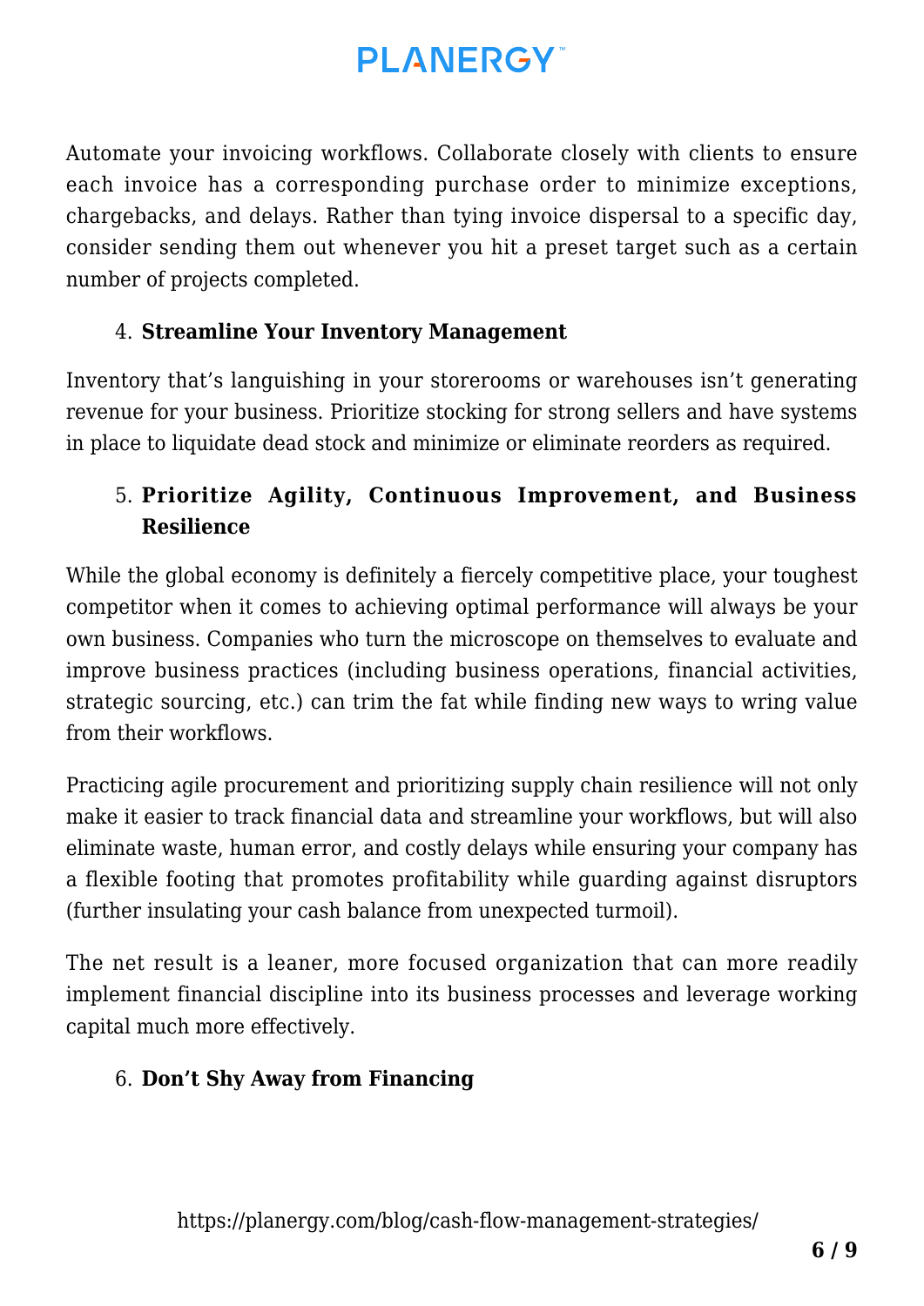Automate your invoicing workflows. Collaborate closely with clients to ensure each invoice has a corresponding purchase order to minimize exceptions, chargebacks, and delays. Rather than tying invoice dispersal to a specific day, consider sending them out whenever you hit a preset target such as a certain number of projects completed.

4. **Streamline Your Inventory Management**

Inventory that's languishing in your storerooms or warehouses isn't generating revenue for your business. Prioritize stocking for strong sellers and have systems in place to liquidate dead stock and minimize or eliminate reorders as required.

5. **Prioritize Agility, Continuous Improvement, and Business Resilience**

While the global economy is definitely a fiercely competitive place, your toughest competitor when it comes to achieving optimal performance will always be your own business. Companies who turn the microscope on themselves to evaluate and improve business practices (including business operations, financial activities, strategic sourcing, etc.) can trim the fat while finding new ways to wring value from their workflows.

Practicing agile procurement and prioritizing supply chain resilience will not only make it easier to track financial data and streamline your workflows, but will also eliminate waste, human error, and costly delays while ensuring your company has a flexible footing that promotes profitability while guarding against disruptors (further insulating your cash balance from unexpected turmoil).

The net result is a leaner, more focused organization that can more readily implement financial discipline into its business processes and leverage working capital much more effectively.

6. **Don't Shy Away from Financing**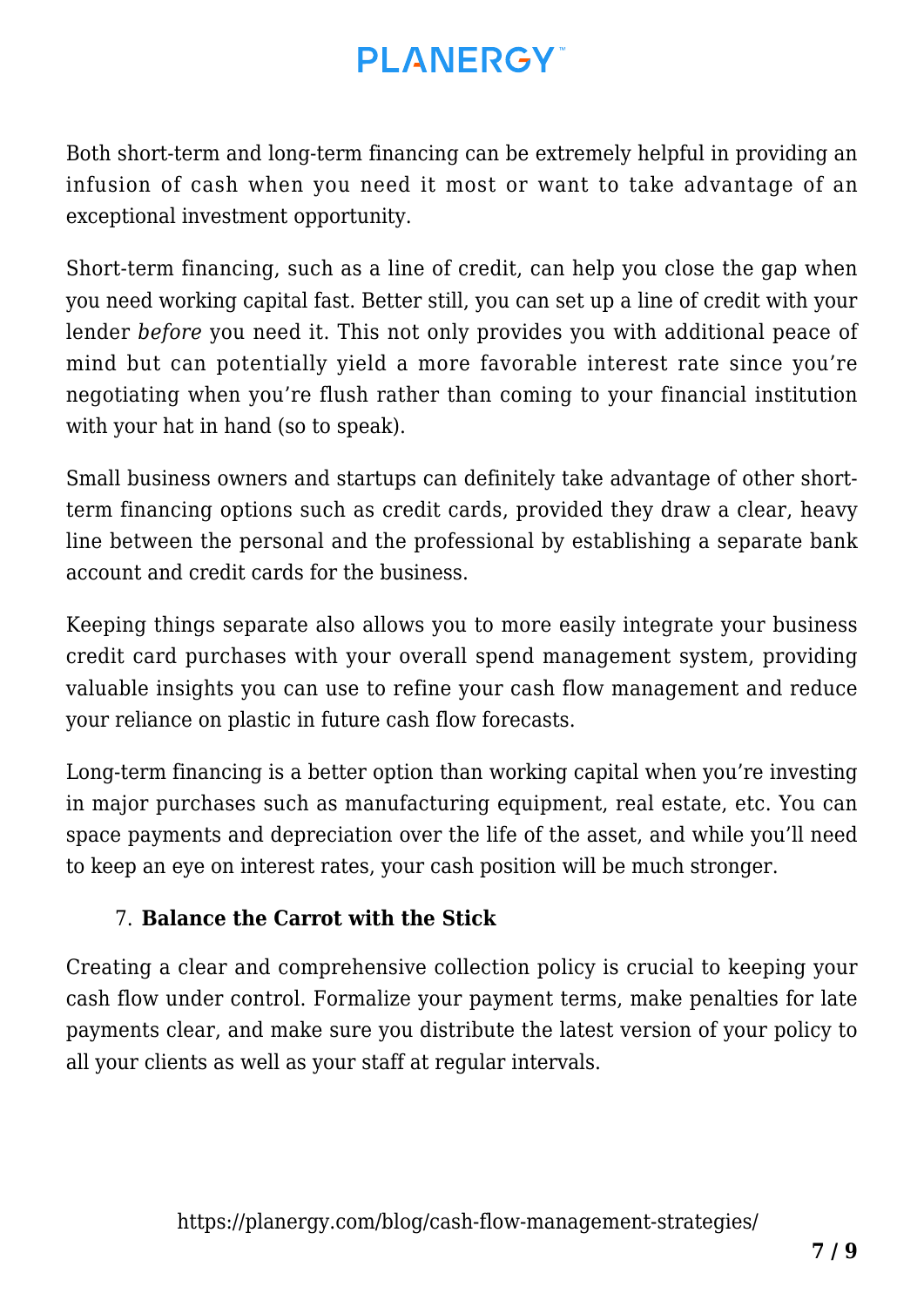Both short-term and long-term financing can be extremely helpful in providing an infusion of cash when you need it most or want to take advantage of an exceptional investment opportunity.

Short-term financing, such as a line of credit, can help you close the gap when you need working capital fast. Better still, you can set up a line of credit with your lender *before* you need it. This not only provides you with additional peace of mind but can potentially yield a more favorable interest rate since you're negotiating when you're flush rather than coming to your financial institution with your hat in hand (so to speak).

Small business owners and startups can definitely take advantage of other short-term financing options such as credit cards, provided they draw a clear, heavy line between the personal and the professional by establishing a separate bank account and credit cards for the business.

Keeping things separate also allows you to more easily integrate your business credit card purchases with your overall spend management system, providing valuable insights you can use to refine your cash flow management and reduce your reliance on plastic in future cash flow forecasts.

Long-term financing is a better option than working capital when you're investing in major purchases such as manufacturing equipment, real estate, etc. You can space payments and depreciation over the life of the asset, and while you'll need to keep an eye on interest rates, your cash position will be much stronger.

7. **Balance the Carrot with the Stick**

Creating a clear and comprehensive collection policy is crucial to keeping your cash flow under control. Formalize your payment terms, make penalties for late payments clear, and make sure you distribute the latest version of your policy to all your clients as well as your staff at regular intervals.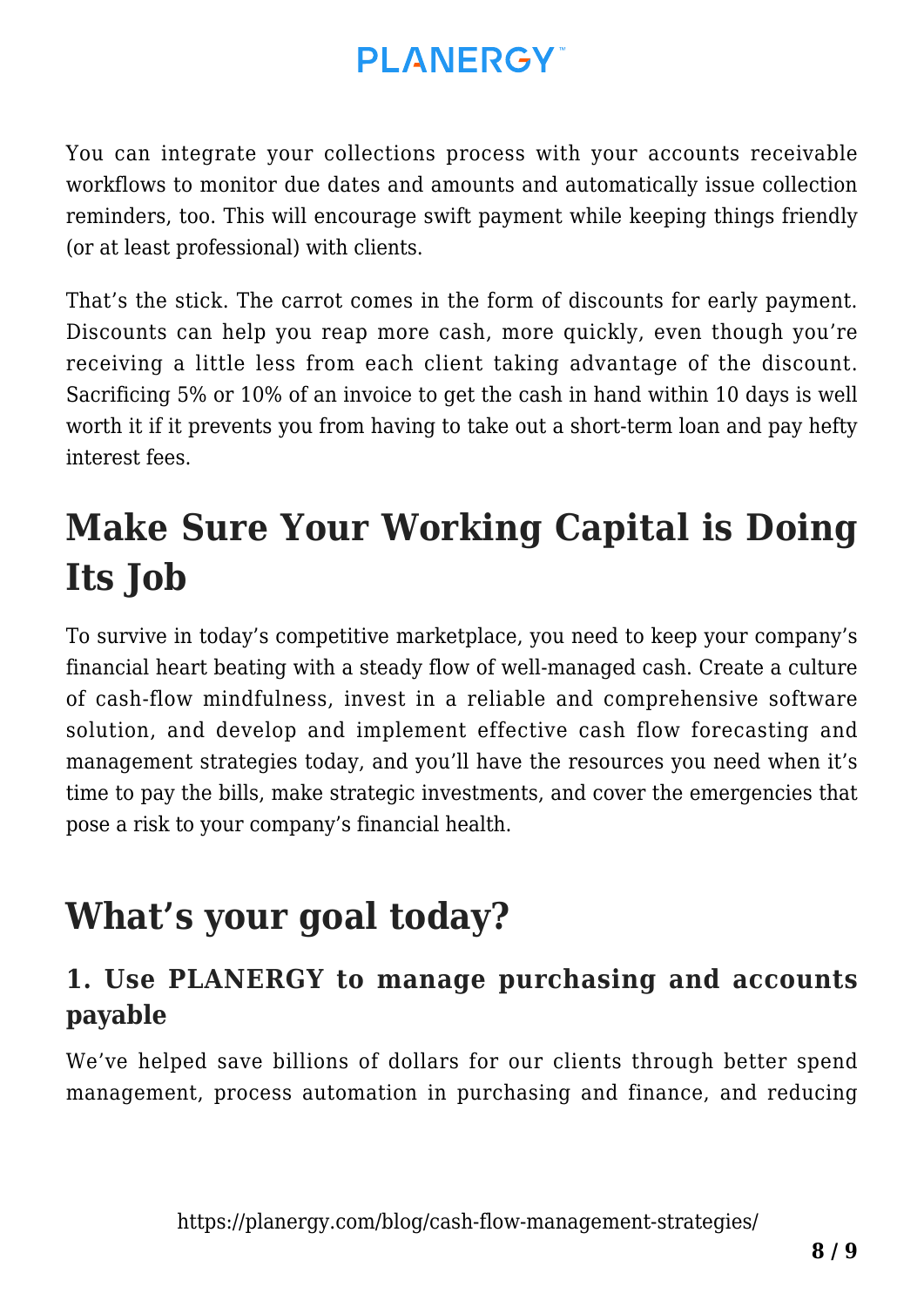You can integrate your collections process with your accounts receivable workflows to monitor due dates and amounts and automatically issue collection reminders, too. This will encourage swift payment while keeping things friendly (or at least professional) with clients.

That's the stick. The carrot comes in the form of discounts for early payment. Discounts can help you reap more cash, more quickly, even though you're receiving a little less from each client taking advantage of the discount. Sacrificing 5% or 10% of an invoice to get the cash in hand within 10 days is well worth it if it prevents you from having to take out a short-term loan and pay hefty interest fees.

# Make Sure Your Working Capital is Doing Its Job

To survive in today's competitive marketplace, you need to keep your company's financial heart beating with a steady flow of well-managed cash. Create a culture of cash-flow mindfulness, invest in a reliable and comprehensive software solution, and develop and implement effective cash flow forecasting and management strategies today, and you'll have the resources you need when it's time to pay the bills, make strategic investments, and cover the emergencies that pose a risk to your company's financial health.

# What's your goal today?

### 1. Use PLANERGY to manage purchasing and accounts payable

We've helped save billions of dollars for our clients through better spend management, process automation in purchasing and finance, and reducing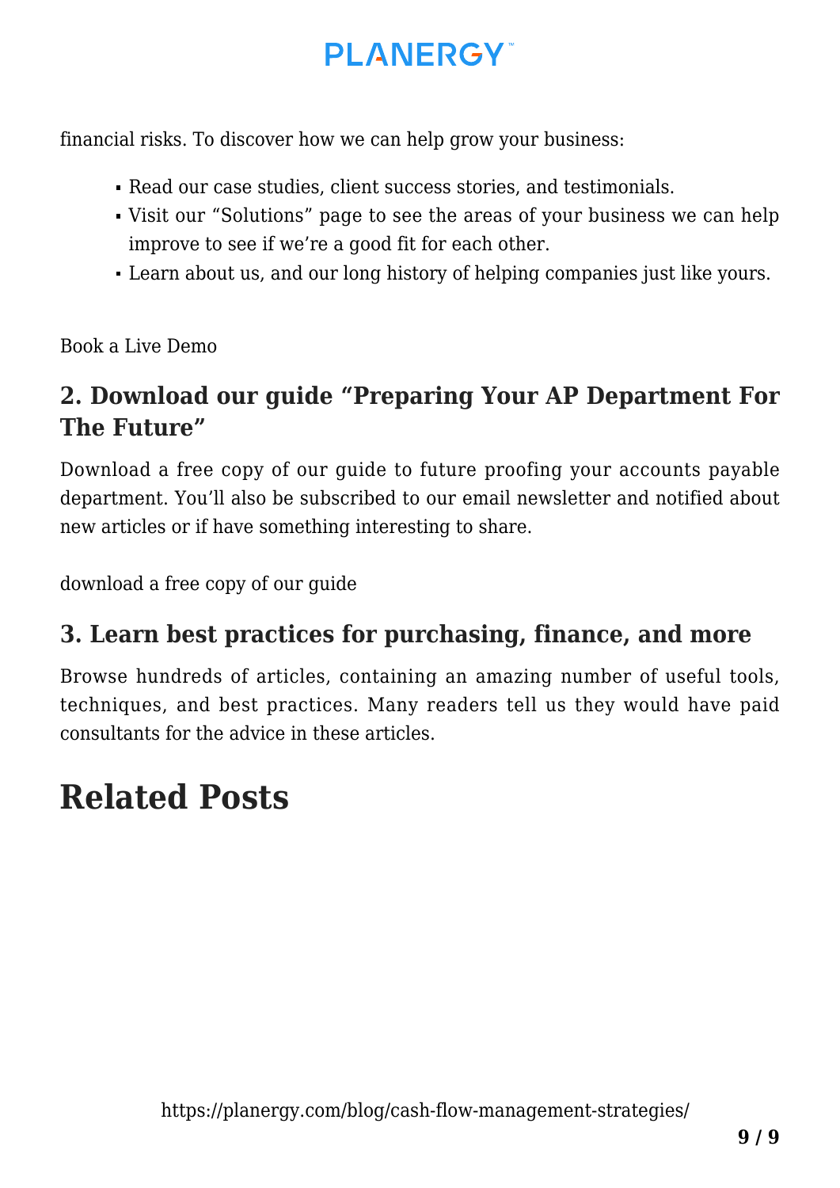financial risks. To discover how we can help grow your business:

- Read our case studies, client success stories, and testimonials.
- Visit our "Solutions" page to see the areas of your business we can help improve to see if we're a good fit for each other.
- Learn about us, and our long history of helping companies just like yours.

Book a Live Demo

## 2. Download our guide "Preparing Your AP Department For The Future"

Download a free copy of our guide to future proofing your accounts payable department. You'll also be subscribed to our email newsletter and notified about new articles or if have something interesting to share.

download a free copy of our guide

## 3. Learn best practices for purchasing, finance, and more

Browse hundreds of articles, containing an amazing number of useful tools, techniques, and best practices. Many readers tell us they would have paid consultants for the advice in these articles.

# Related Posts